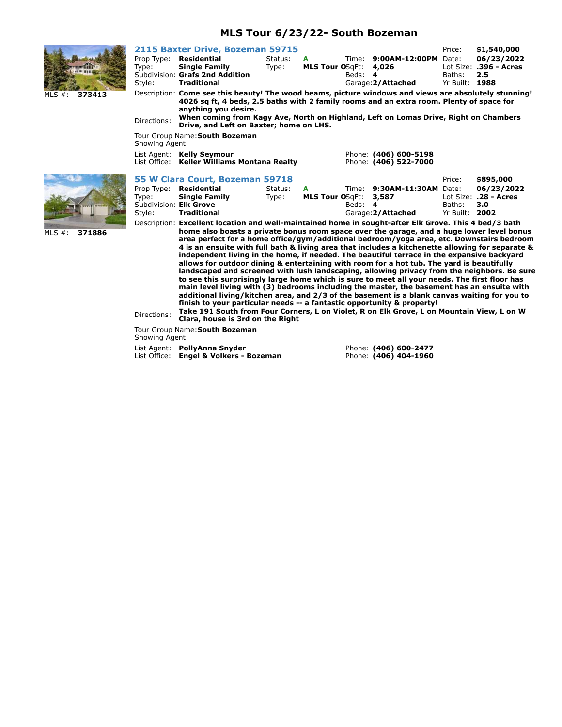# MLS Tour 6/23/22- South Bozeman

## 2115 Baxter Drive, Bozeman 59715

MLS #: **373413**

| | | | | | | | |
|---|---|---|---|---|---|---|---|
| Prop Type: | **Residential** | Status: | **A** | Time: | **9:00AM-12:00PM** | Date: | **06/23/2022** |
| Type: | **Single Family** | Type: | **MLS Tour O** | SqFt: | **4,026** | Lot Size: | **.396 - Acres** |
| Subdivision: | **Grafs 2nd Addition** | | | Beds: | **4** | Baths: | **2.5** |
| Style: | **Traditional** | | | Garage: | **2/Attached** | Yr Built: | **1988** |
| Price: | **$1,540,000** | | | | | | |

Description: **Come see this beauty! The wood beams, picture windows and views are absolutely stunning! 4026 sq ft, 4 beds, 2.5 baths with 2 family rooms and an extra room. Plenty of space for anything you desire.**

Directions: **When coming from Kagy Ave, North on Highland, Left on Lomas Drive, Right on Chambers Drive, and Left on Baxter; home on LHS.**

Tour Group Name: **South Bozeman**
Showing Agent:

List Agent: **Kelly Seymour** — Phone: **(406) 600-5198**
List Office: **Keller Williams Montana Realty** — Phone: **(406) 522-7000**

## 55 W Clara Court, Bozeman 59718

MLS #: **371886**

| | | | | | | | |
|---|---|---|---|---|---|---|---|
| Prop Type: | **Residential** | Status: | **A** | Time: | **9:30AM-11:30AM** | Date: | **06/23/2022** |
| Type: | **Single Family** | Type: | **MLS Tour O** | SqFt: | **3,587** | Lot Size: | **.28 - Acres** |
| Subdivision: | **Elk Grove** | | | Beds: | **4** | Baths: | **3.0** |
| Style: | **Traditional** | | | Garage: | **2/Attached** | Yr Built: | **2002** |
| Price: | **$895,000** | | | | | | |

Description: **Excellent location and well-maintained home in sought-after Elk Grove. This 4 bed/3 bath home also boasts a private bonus room space over the garage, and a huge lower level bonus area perfect for a home office/gym/additional bedroom/yoga area, etc. Downstairs bedroom 4 is an ensuite with full bath & living area that includes a kitchenette allowing for separate & independent living in the home, if needed. The beautiful terrace in the expansive backyard allows for outdoor dining & entertaining with room for a hot tub. The yard is beautifully landscaped and screened with lush landscaping, allowing privacy from the neighbors. Be sure to see this surprisingly large home which is sure to meet all your needs. The first floor has main level living with (3) bedrooms including the master, the basement has an ensuite with additional living/kitchen area, and 2/3 of the basement is a blank canvas waiting for you to finish to your particular needs -- a fantastic opportunity & property!**

Directions: **Take 191 South from Four Corners, L on Violet, R on Elk Grove, L on Mountain View, L on W Clara, house is 3rd on the Right**

Tour Group Name: **South Bozeman**
Showing Agent:

List Agent: **PollyAnna Snyder** — Phone: **(406) 600-2477**
List Office: **Engel & Volkers - Bozeman** — Phone: **(406) 404-1960**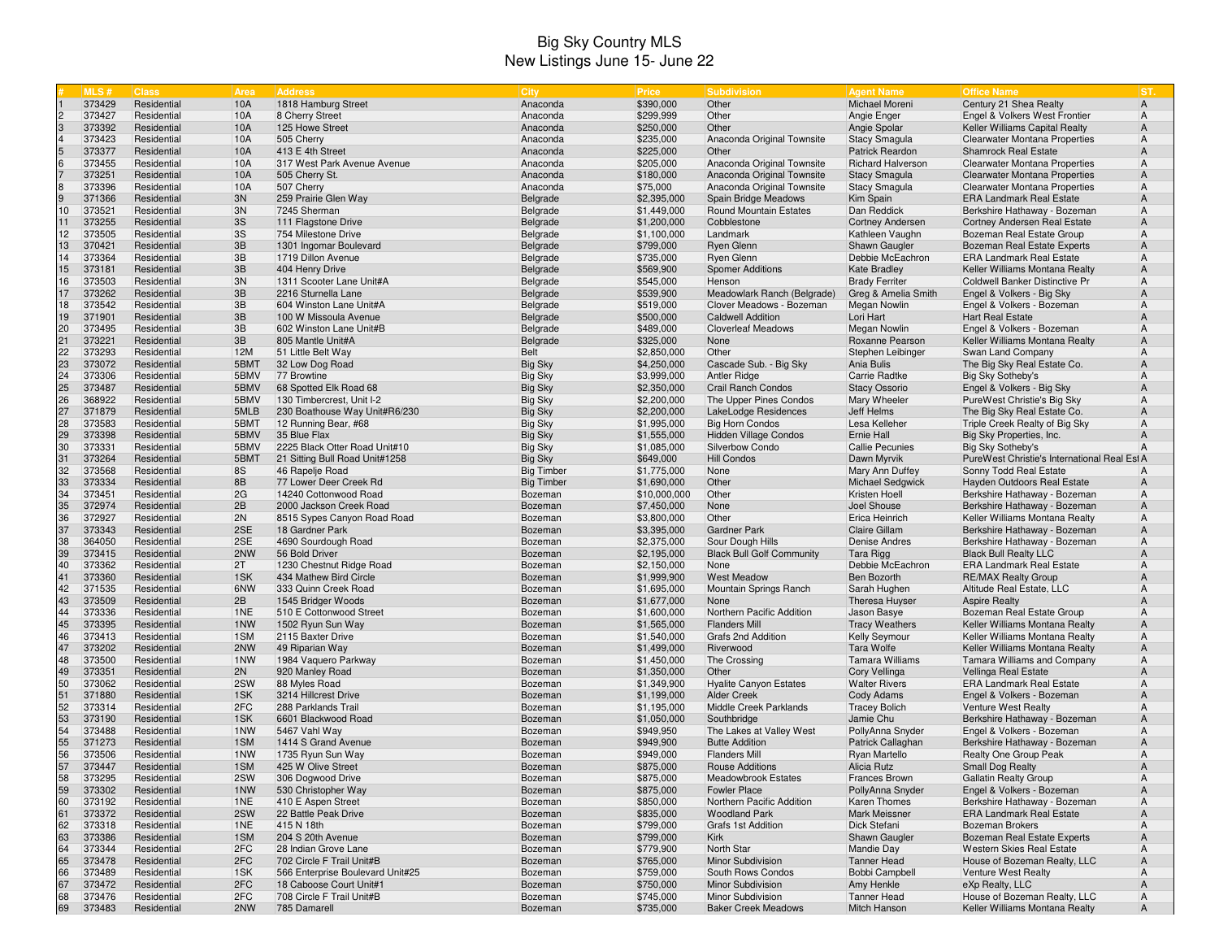# Big Sky Country MLS
## New Listings June 15- June 22

| # | MLS # | Class | Area | Address | City | Price | Subdivision | Agent Name | Office Name | ST. |
|---|---|---|---|---|---|---|---|---|---|---|
| 1 | 373429 | Residential | 10A | 1818 Hamburg Street | Anaconda | $390,000 | Other | Michael Moreni | Century 21 Shea Realty | A |
| 2 | 373427 | Residential | 10A | 8 Cherry Street | Anaconda | $299,999 | Other | Angie Enger | Engel & Volkers West Frontier | A |
| 3 | 373392 | Residential | 10A | 125 Howe Street | Anaconda | $250,000 | Other | Angie Spolar | Keller Williams Capital Realty | A |
| 4 | 373423 | Residential | 10A | 505 Cherry | Anaconda | $235,000 | Anaconda Original Townsite | Stacy Smagula | Clearwater Montana Properties | A |
| 5 | 373377 | Residential | 10A | 413 E 4th Street | Anaconda | $225,000 | Other | Patrick Reardon | Shamrock Real Estate | A |
| 6 | 373455 | Residential | 10A | 317 West Park Avenue Avenue | Anaconda | $205,000 | Anaconda Original Townsite | Richard Halverson | Clearwater Montana Properties | A |
| 7 | 373251 | Residential | 10A | 505 Cherry St. | Anaconda | $180,000 | Anaconda Original Townsite | Stacy Smagula | Clearwater Montana Properties | A |
| 8 | 373396 | Residential | 10A | 507 Cherry | Anaconda | $75,000 | Anaconda Original Townsite | Stacy Smagula | Clearwater Montana Properties | A |
| 9 | 371366 | Residential | 3N | 259 Prairie Glen Way | Belgrade | $2,395,000 | Spain Bridge Meadows | Kim Spain | ERA Landmark Real Estate | A |
| 10 | 373521 | Residential | 3N | 7245 Sherman | Belgrade | $1,449,000 | Round Mountain Estates | Dan Reddick | Berkshire Hathaway - Bozeman | A |
| 11 | 373255 | Residential | 3S | 111 Flagstone Drive | Belgrade | $1,200,000 | Cobblestone | Cortney Andersen | Cortney Andersen Real Estate | A |
| 12 | 373505 | Residential | 3S | 754 Milestone Drive | Belgrade | $1,100,000 | Landmark | Kathleen Vaughn | Bozeman Real Estate Group | A |
| 13 | 370421 | Residential | 3B | 1301 Ingomar Boulevard | Belgrade | $799,000 | Ryen Glenn | Shawn Gaugler | Bozeman Real Estate Experts | A |
| 14 | 373364 | Residential | 3B | 1719 Dillon Avenue | Belgrade | $735,000 | Ryen Glenn | Debbie McEachron | ERA Landmark Real Estate | A |
| 15 | 373181 | Residential | 3B | 404 Henry Drive | Belgrade | $569,900 | Spomer Additions | Kate Bradley | Keller Williams Montana Realty | A |
| 16 | 373503 | Residential | 3N | 1311 Scooter Lane Unit#A | Belgrade | $545,000 | Henson | Brady Ferriter | Coldwell Banker Distinctive Pr | A |
| 17 | 373262 | Residential | 3B | 2216 Sturnella Lane | Belgrade | $539,900 | Meadowlark Ranch (Belgrade) | Greg & Amelia Smith | Engel & Volkers - Big Sky | A |
| 18 | 373542 | Residential | 3B | 604 Winston Lane Unit#A | Belgrade | $519,000 | Clover Meadows - Bozeman | Megan Nowlin | Engel & Volkers - Bozeman | A |
| 19 | 371901 | Residential | 3B | 100 W Missoula Avenue | Belgrade | $500,000 | Caldwell Addition | Lori Hart | Hart Real Estate | A |
| 20 | 373495 | Residential | 3B | 602 Winston Lane Unit#B | Belgrade | $489,000 | Cloverleaf Meadows | Megan Nowlin | Engel & Volkers - Bozeman | A |
| 21 | 373221 | Residential | 3B | 805 Mantle Unit#A | Belgrade | $325,000 | None | Roxanne Pearson | Keller Williams Montana Realty | A |
| 22 | 373293 | Residential | 12M | 51 Little Belt Way | Belt | $2,850,000 | Other | Stephen Leibinger | Swan Land Company | A |
| 23 | 373072 | Residential | 5BMT | 32 Low Dog Road | Big Sky | $4,250,000 | Cascade Sub. - Big Sky | Ania Bulis | The Big Sky Real Estate Co. | A |
| 24 | 373306 | Residential | 5BMV | 77 Browtine | Big Sky | $3,999,000 | Antler Ridge | Carrie Radtke | Big Sky Sotheby's | A |
| 25 | 373487 | Residential | 5BMV | 68 Spotted Elk Road 68 | Big Sky | $2,350,000 | Crail Ranch Condos | Stacy Ossorio | Engel & Volkers - Big Sky | A |
| 26 | 368922 | Residential | 5BMV | 130 Timbercrest, Unit I-2 | Big Sky | $2,200,000 | The Upper Pines Condos | Mary Wheeler | PureWest Christie's Big Sky | A |
| 27 | 371879 | Residential | 5MLB | 230 Boathouse Way Unit#R6/230 | Big Sky | $2,200,000 | LakeLodge Residences | Jeff Helms | The Big Sky Real Estate Co. | A |
| 28 | 373583 | Residential | 5BMT | 12 Running Bear, #68 | Big Sky | $1,995,000 | Big Horn Condos | Lesa Kelleher | Triple Creek Realty of Big Sky | A |
| 29 | 373398 | Residential | 5BMV | 35 Blue Flax | Big Sky | $1,555,000 | Hidden Village Condos | Ernie Hall | Big Sky Properties, Inc. | A |
| 30 | 373331 | Residential | 5BMV | 2225 Black Otter Road Unit#10 | Big Sky | $1,085,000 | Silverbow Condo | Callie Pecunies | Big Sky Sotheby's | A |
| 31 | 373264 | Residential | 5BMT | 21 Sitting Bull Road Unit#1258 | Big Sky | $649,000 | Hill Condos | Dawn Myrvik | PureWest Christie's International Real Est | A |
| 32 | 373568 | Residential | 8S | 46 Rapelje Road | Big Timber | $1,775,000 | None | Mary Ann Duffey | Sonny Todd Real Estate | A |
| 33 | 373334 | Residential | 8B | 77 Lower Deer Creek Rd | Big Timber | $1,690,000 | Other | Michael Sedgwick | Hayden Outdoors Real Estate | A |
| 34 | 373451 | Residential | 2G | 14240 Cottonwood Road | Bozeman | $10,000,000 | Other | Kristen Hoell | Berkshire Hathaway - Bozeman | A |
| 35 | 372974 | Residential | 2B | 2000 Jackson Creek Road | Bozeman | $7,450,000 | None | Joel Shouse | Berkshire Hathaway - Bozeman | A |
| 36 | 372927 | Residential | 2N | 8515 Sypes Canyon Road Road | Bozeman | $3,800,000 | Other | Erica Heinrich | Keller Williams Montana Realty | A |
| 37 | 373343 | Residential | 2SE | 18 Gardner Park | Bozeman | $3,395,000 | Gardner Park | Claire Gillam | Berkshire Hathaway - Bozeman | A |
| 38 | 364050 | Residential | 2SE | 4690 Sourdough Road | Bozeman | $2,375,000 | Sour Dough Hills | Denise Andres | Berkshire Hathaway - Bozeman | A |
| 39 | 373415 | Residential | 2NW | 56 Bold Driver | Bozeman | $2,195,000 | Black Bull Golf Community | Tara Rigg | Black Bull Realty LLC | A |
| 40 | 373362 | Residential | 2T | 1230 Chestnut Ridge Road | Bozeman | $2,150,000 | None | Debbie McEachron | ERA Landmark Real Estate | A |
| 41 | 373360 | Residential | 1SK | 434 Mathew Bird Circle | Bozeman | $1,999,900 | West Meadow | Ben Bozorth | RE/MAX Realty Group | A |
| 42 | 371535 | Residential | 6NW | 333 Quinn Creek Road | Bozeman | $1,695,000 | Mountain Springs Ranch | Sarah Hughen | Altitude Real Estate, LLC | A |
| 43 | 373509 | Residential | 2B | 1545 Bridger Woods | Bozeman | $1,677,000 | None | Theresa Huyser | Aspire Realty | A |
| 44 | 373336 | Residential | 1NE | 510 E Cottonwood Street | Bozeman | $1,600,000 | Northern Pacific Addition | Jason Basye | Bozeman Real Estate Group | A |
| 45 | 373395 | Residential | 1NW | 1502 Ryun Sun Way | Bozeman | $1,565,000 | Flanders Mill | Tracy Weathers | Keller Williams Montana Realty | A |
| 46 | 373413 | Residential | 1SM | 2115 Baxter Drive | Bozeman | $1,540,000 | Grafs 2nd Addition | Kelly Seymour | Keller Williams Montana Realty | A |
| 47 | 373202 | Residential | 2NW | 49 Riparian Way | Bozeman | $1,499,000 | Riverwood | Tara Wolfe | Keller Williams Montana Realty | A |
| 48 | 373500 | Residential | 1NW | 1984 Vaquero Parkway | Bozeman | $1,450,000 | The Crossing | Tamara Williams | Tamara Williams and Company | A |
| 49 | 373351 | Residential | 2N | 920 Manley Road | Bozeman | $1,350,000 | Other | Cory Vellinga | Vellinga Real Estate | A |
| 50 | 373062 | Residential | 2SW | 88 Myles Road | Bozeman | $1,349,900 | Hyalite Canyon Estates | Walter Rivers | ERA Landmark Real Estate | A |
| 51 | 371880 | Residential | 1SK | 3214 Hillcrest Drive | Bozeman | $1,199,000 | Alder Creek | Cody Adams | Engel & Volkers - Bozeman | A |
| 52 | 373314 | Residential | 2FC | 288 Parklands Trail | Bozeman | $1,195,000 | Middle Creek Parklands | Tracey Bolich | Venture West Realty | A |
| 53 | 373190 | Residential | 1SK | 6601 Blackwood Road | Bozeman | $1,050,000 | Southbridge | Jamie Chu | Berkshire Hathaway - Bozeman | A |
| 54 | 373488 | Residential | 1NW | 5467 Vahl Way | Bozeman | $949,950 | The Lakes at Valley West | PollyAnna Snyder | Engel & Volkers - Bozeman | A |
| 55 | 371273 | Residential | 1SM | 1414 S Grand Avenue | Bozeman | $949,900 | Butte Addition | Patrick Callaghan | Berkshire Hathaway - Bozeman | A |
| 56 | 373506 | Residential | 1NW | 1735 Ryun Sun Way | Bozeman | $949,000 | Flanders Mill | Ryan Martello | Realty One Group Peak | A |
| 57 | 373447 | Residential | 1SM | 425 W Olive Street | Bozeman | $875,000 | Rouse Additions | Alicia Rutz | Small Dog Realty | A |
| 58 | 373295 | Residential | 2SW | 306 Dogwood Drive | Bozeman | $875,000 | Meadowbrook Estates | Frances Brown | Gallatin Realty Group | A |
| 59 | 373302 | Residential | 1NW | 530 Christopher Way | Bozeman | $875,000 | Fowler Place | PollyAnna Snyder | Engel & Volkers - Bozeman | A |
| 60 | 373192 | Residential | 1NE | 410 E Aspen Street | Bozeman | $850,000 | Northern Pacific Addition | Karen Thomes | Berkshire Hathaway - Bozeman | A |
| 61 | 373372 | Residential | 2SW | 22 Battle Peak Drive | Bozeman | $835,000 | Woodland Park | Mark Meissner | ERA Landmark Real Estate | A |
| 62 | 373318 | Residential | 1NE | 415 N 18th | Bozeman | $799,000 | Grafs 1st Addition | Dick Stefani | Bozeman Brokers | A |
| 63 | 373386 | Residential | 1SM | 204 S 20th Avenue | Bozeman | $799,000 | Kirk | Shawn Gaugler | Bozeman Real Estate Experts | A |
| 64 | 373344 | Residential | 2FC | 28 Indian Grove Lane | Bozeman | $779,900 | North Star | Mandie Day | Western Skies Real Estate | A |
| 65 | 373478 | Residential | 2FC | 702 Circle F Trail Unit#B | Bozeman | $765,000 | Minor Subdivision | Tanner Head | House of Bozeman Realty, LLC | A |
| 66 | 373489 | Residential | 1SK | 566 Enterprise Boulevard Unit#25 | Bozeman | $759,000 | South Rows Condos | Bobbi Campbell | Venture West Realty | A |
| 67 | 373472 | Residential | 2FC | 18 Caboose Court Unit#1 | Bozeman | $750,000 | Minor Subdivision | Amy Henkle | eXp Realty, LLC | A |
| 68 | 373476 | Residential | 2FC | 708 Circle F Trail Unit#B | Bozeman | $745,000 | Minor Subdivision | Tanner Head | House of Bozeman Realty, LLC | A |
| 69 | 373483 | Residential | 2NW | 785 Damarell | Bozeman | $735,000 | Baker Creek Meadows | Mitch Hanson | Keller Williams Montana Realty | A |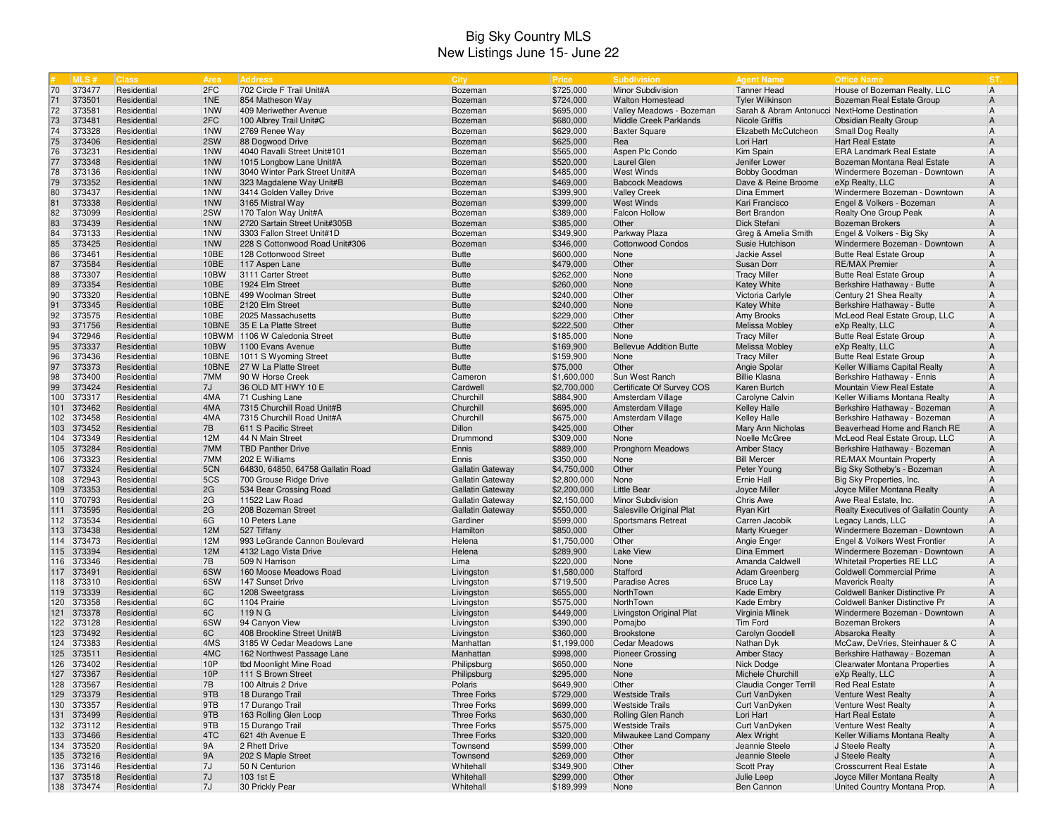# Big Sky Country MLS
## New Listings June 15- June 22

| # | MLS # | Class | Area | Address | City | Price | Subdivision | Agent Name | Office Name | ST. |
|---|---|---|---|---|---|---|---|---|---|---|
| 70 | 373477 | Residential | 2FC | 702 Circle F Trail Unit#A | Bozeman | $725,000 | Minor Subdivision | Tanner Head | House of Bozeman Realty, LLC | A |
| 71 | 373501 | Residential | 1NE | 854 Matheson Way | Bozeman | $724,000 | Walton Homestead | Tyler Wilkinson | Bozeman Real Estate Group | A |
| 72 | 373581 | Residential | 1NW | 409 Meriwether Avenue | Bozeman | $695,000 | Valley Meadows - Bozeman | Sarah & Abram Antonucci | NextHome Destination | A |
| 73 | 373481 | Residential | 2FC | 100 Albrey Trail Unit#C | Bozeman | $680,000 | Middle Creek Parklands | Nicole Griffis | Obsidian Realty Group | A |
| 74 | 373328 | Residential | 1NW | 2769 Renee Way | Bozeman | $629,000 | Baxter Square | Elizabeth McCutcheon | Small Dog Realty | A |
| 75 | 373406 | Residential | 2SW | 88 Dogwood Drive | Bozeman | $625,000 | Rea | Lori Hart | Hart Real Estate | A |
| 76 | 373231 | Residential | 1NW | 4040 Ravalli Street Unit#101 | Bozeman | $565,000 | Aspen Plc Condo | Kim Spain | ERA Landmark Real Estate | A |
| 77 | 373348 | Residential | 1NW | 1015 Longbow Lane Unit#A | Bozeman | $520,000 | Laurel Glen | Jenifer Lower | Bozeman Montana Real Estate | A |
| 78 | 373136 | Residential | 1NW | 3040 Winter Park Street Unit#A | Bozeman | $485,000 | West Winds | Bobby Goodman | Windermere Bozeman - Downtown | A |
| 79 | 373352 | Residential | 1NW | 323 Magdalene Way Unit#B | Bozeman | $469,000 | Babcock Meadows | Dave & Reine Broome | eXp Realty, LLC | A |
| 80 | 373437 | Residential | 1NW | 3414 Golden Valley Drive | Bozeman | $399,900 | Valley Creek | Dina Emmert | Windermere Bozeman - Downtown | A |
| 81 | 373338 | Residential | 1NW | 3165 Mistral Way | Bozeman | $399,000 | West Winds | Kari Francisco | Engel & Volkers - Bozeman | A |
| 82 | 373099 | Residential | 2SW | 170 Talon Way Unit#A | Bozeman | $389,000 | Falcon Hollow | Bert Brandon | Realty One Group Peak | A |
| 83 | 373439 | Residential | 1NW | 2720 Sartain Street Unit#305B | Bozeman | $385,000 | Other | Dick Stefani | Bozeman Brokers | A |
| 84 | 373133 | Residential | 1NW | 3303 Fallon Street Unit#1D | Bozeman | $349,900 | Parkway Plaza | Greg & Amelia Smith | Engel & Volkers - Big Sky | A |
| 85 | 373425 | Residential | 1NW | 228 S Cottonwood Road Unit#306 | Bozeman | $346,000 | Cottonwood Condos | Susie Hutchison | Windermere Bozeman - Downtown | A |
| 86 | 373461 | Residential | 10BE | 128 Cottonwood Street | Butte | $600,000 | None | Jackie Assel | Butte Real Estate Group | A |
| 87 | 373584 | Residential | 10BE | 117 Aspen Lane | Butte | $479,000 | Other | Susan Dorr | RE/MAX Premier | A |
| 88 | 373307 | Residential | 10BW | 3111 Carter Street | Butte | $262,000 | None | Tracy Miller | Butte Real Estate Group | A |
| 89 | 373354 | Residential | 10BE | 1924 Elm Street | Butte | $260,000 | None | Katey White | Berkshire Hathaway - Butte | A |
| 90 | 373320 | Residential | 10BNE | 499 Woolman Street | Butte | $240,000 | Other | Victoria Carlyle | Century 21 Shea Realty | A |
| 91 | 373345 | Residential | 10BE | 2120 Elm Street | Butte | $240,000 | None | Katey White | Berkshire Hathaway - Butte | A |
| 92 | 373575 | Residential | 10BE | 2025 Massachusetts | Butte | $229,000 | Other | Amy Brooks | McLeod Real Estate Group, LLC | A |
| 93 | 371756 | Residential | 10BNE | 35 E La Platte Street | Butte | $222,500 | Other | Melissa Mobley | eXp Realty, LLC | A |
| 94 | 372946 | Residential | 10BWM | 1106 W Caledonia Street | Butte | $185,000 | None | Tracy Miller | Butte Real Estate Group | A |
| 95 | 373337 | Residential | 10BW | 1100 Evans Avenue | Butte | $169,900 | Bellevue Addition Butte | Melissa Mobley | eXp Realty, LLC | A |
| 96 | 373436 | Residential | 10BNE | 1011 S Wyoming Street | Butte | $159,900 | None | Tracy Miller | Butte Real Estate Group | A |
| 97 | 373373 | Residential | 10BNE | 27 W La Platte Street | Butte | $75,000 | Other | Angie Spolar | Keller Williams Capital Realty | A |
| 98 | 373400 | Residential | 7MM | 90 W Horse Creek | Cameron | $1,600,000 | Sun West Ranch | Billie Klasna | Berkshire Hathaway - Ennis | A |
| 99 | 373424 | Residential | 7J | 36 OLD MT HWY 10 E | Cardwell | $2,700,000 | Certificate Of Survey COS | Karen Burtch | Mountain View Real Estate | A |
| 100 | 373317 | Residential | 4MA | 71 Cushing Lane | Churchill | $884,900 | Amsterdam Village | Carolyne Calvin | Keller Williams Montana Realty | A |
| 101 | 373462 | Residential | 4MA | 7315 Churchill Road Unit#B | Churchill | $695,000 | Amsterdam Village | Kelley Halle | Berkshire Hathaway - Bozeman | A |
| 102 | 373458 | Residential | 4MA | 7315 Churchill Road Unit#A | Churchill | $675,000 | Amsterdam Village | Kelley Halle | Berkshire Hathaway - Bozeman | A |
| 103 | 373452 | Residential | 7B | 611 S Pacific Street | Dillon | $425,000 | Other | Mary Ann Nicholas | Beaverhead Home and Ranch RE | A |
| 104 | 373349 | Residential | 12M | 44 N Main Street | Drummond | $309,000 | None | Noelle McGree | McLeod Real Estate Group, LLC | A |
| 105 | 373284 | Residential | 7MM | TBD Panther Drive | Ennis | $889,000 | Pronghorn Meadows | Amber Stacy | Berkshire Hathaway - Bozeman | A |
| 106 | 373323 | Residential | 7MM | 202 E Williams | Ennis | $350,000 | None | Bill Mercer | RE/MAX Mountain Property | A |
| 107 | 373324 | Residential | 5CN | 64830, 64850, 64758 Gallatin Road | Gallatin Gateway | $4,750,000 | Other | Peter Young | Big Sky Sotheby's - Bozeman | A |
| 108 | 372943 | Residential | 5CS | 700 Grouse Ridge Drive | Gallatin Gateway | $2,800,000 | None | Ernie Hall | Big Sky Properties, Inc. | A |
| 109 | 373353 | Residential | 2G | 534 Bear Crossing Road | Gallatin Gateway | $2,200,000 | Little Bear | Joyce Miller | Joyce Miller Montana Realty | A |
| 110 | 370793 | Residential | 2G | 11522 Law Road | Gallatin Gateway | $2,150,000 | Minor Subdivision | Chris Awe | Awe Real Estate, Inc. | A |
| 111 | 373595 | Residential | 2G | 208 Bozeman Street | Gallatin Gateway | $550,000 | Salesville Original Plat | Ryan Kirt | Realty Executives of Gallatin County | A |
| 112 | 373534 | Residential | 6G | 10 Peters Lane | Gardiner | $599,000 | Sportsmans Retreat | Carren Jacobik | Legacy Lands, LLC | A |
| 113 | 373438 | Residential | 12M | 527 Tiffany | Hamilton | $850,000 | Other | Marty Krueger | Windermere Bozeman - Downtown | A |
| 114 | 373473 | Residential | 12M | 993 LeGrande Cannon Boulevard | Helena | $1,750,000 | Other | Angie Enger | Engel & Volkers West Frontier | A |
| 115 | 373394 | Residential | 12M | 4132 Lago Vista Drive | Helena | $289,900 | Lake View | Dina Emmert | Windermere Bozeman - Downtown | A |
| 116 | 373346 | Residential | 7B | 509 N Harrison | Lima | $220,000 | None | Amanda Caldwell | Whitetail Properties RE LLC | A |
| 117 | 373491 | Residential | 6SW | 160 Moose Meadows Road | Livingston | $1,580,000 | Stafford | Adam Greenberg | Coldwell Commercial Prime | A |
| 118 | 373310 | Residential | 6SW | 147 Sunset Drive | Livingston | $719,500 | Paradise Acres | Bruce Lay | Maverick Realty | A |
| 119 | 373339 | Residential | 6C | 1208 Sweetgrass | Livingston | $655,000 | NorthTown | Kade Embry | Coldwell Banker Distinctive Pr | A |
| 120 | 373358 | Residential | 6C | 1104 Prairie | Livingston | $575,000 | NorthTown | Kade Embry | Coldwell Banker Distinctive Pr | A |
| 121 | 373378 | Residential | 6C | 119 N G | Livingston | $449,000 | Livingston Original Plat | Virginia Mlinek | Windermere Bozeman - Downtown | A |
| 122 | 373128 | Residential | 6SW | 94 Canyon View | Livingston | $390,000 | Pomajbo | Tim Ford | Bozeman Brokers | A |
| 123 | 373492 | Residential | 6C | 408 Brookline Street Unit#B | Livingston | $360,000 | Brookstone | Carolyn Goodell | Absaroka Realty | A |
| 124 | 373383 | Residential | 4MS | 3185 W Cedar Meadows Lane | Manhattan | $1,199,000 | Cedar Meadows | Nathan Dyk | McCaw, DeVries, Steinhauer & C | A |
| 125 | 373511 | Residential | 4MC | 162 Northwest Passage Lane | Manhattan | $998,000 | Pioneer Crossing | Amber Stacy | Berkshire Hathaway - Bozeman | A |
| 126 | 373402 | Residential | 10P | tbd Moonlight Mine Road | Philipsburg | $650,000 | None | Nick Dodge | Clearwater Montana Properties | A |
| 127 | 373367 | Residential | 10P | 111 S Brown Street | Philipsburg | $295,000 | None | Michele Churchill | eXp Realty, LLC | A |
| 128 | 373567 | Residential | 7B | 100 Altruis 2 Drive | Polaris | $649,900 | Other | Claudia Conger Terrill | Red Real Estate | A |
| 129 | 373379 | Residential | 9TB | 18 Durango Trail | Three Forks | $729,000 | Westside Trails | Curt VanDyken | Venture West Realty | A |
| 130 | 373357 | Residential | 9TB | 17 Durango Trail | Three Forks | $699,000 | Westside Trails | Curt VanDyken | Venture West Realty | A |
| 131 | 373499 | Residential | 9TB | 163 Rolling Glen Loop | Three Forks | $630,000 | Rolling Glen Ranch | Lori Hart | Hart Real Estate | A |
| 132 | 373112 | Residential | 9TB | 15 Durango Trail | Three Forks | $575,000 | Westside Trails | Curt VanDyken | Venture West Realty | A |
| 133 | 373466 | Residential | 4TC | 621 4th Avenue E | Three Forks | $320,000 | Milwaukee Land Company | Alex Wright | Keller Williams Montana Realty | A |
| 134 | 373520 | Residential | 9A | 2 Rhett Drive | Townsend | $599,000 | Other | Jeannie Steele | J Steele Realty | A |
| 135 | 373216 | Residential | 9A | 202 S Maple Street | Townsend | $269,000 | Other | Jeannie Steele | J Steele Realty | A |
| 136 | 373146 | Residential | 7J | 50 N Centurion | Whitehall | $349,900 | Other | Scott Pray | Crosscurrent Real Estate | A |
| 137 | 373518 | Residential | 7J | 103 1st E | Whitehall | $299,000 | Other | Julie Leep | Joyce Miller Montana Realty | A |
| 138 | 373474 | Residential | 7J | 30 Prickly Pear | Whitehall | $189,999 | None | Ben Cannon | United Country Montana Prop. | A |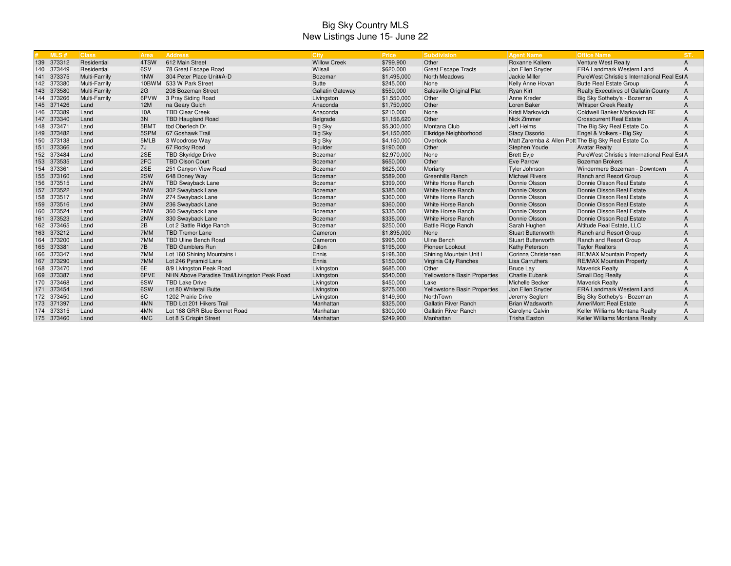# Big Sky Country MLS
## New Listings June 15- June 22

| # | MLS # | Class | Area | Address | City | Price | Subdivision | Agent Name | Office Name | ST. |
|---|---|---|---|---|---|---|---|---|---|---|
| 139 | 373312 | Residential | 4TSW | 612 Main Street | Willow Creek | $799,900 | Other | Roxanne Kallem | Venture West Realty | A |
| 140 | 373449 | Residential | 6SV | 78 Great Escape Road | Wilsall | $620,000 | Great Escape Tracts | Jon Ellen Snyder | ERA Landmark Western Land | A |
| 141 | 373375 | Multi-Family | 1NW | 304 Peter Place Unit#A-D | Bozeman | $1,495,000 | North Meadows | Jackie Miller | PureWest Christie's International Real Est | A |
| 142 | 373380 | Multi-Family | 10BWM | 533 W Park Street | Butte | $245,000 | None | Kelly Anne Hovan | Butte Real Estate Group | A |
| 143 | 373580 | Multi-Family | 2G | 208 Bozeman Street | Gallatin Gateway | $550,000 | Salesville Original Plat | Ryan Kirt | Realty Executives of Gallatin County | A |
| 144 | 373266 | Multi-Family | 6PVW | 3 Pray Siding Road | Livingston | $1,550,000 | Other | Anne Kreder | Big Sky Sotheby's - Bozeman | A |
| 145 | 371426 | Land | 12M | na Geary Gulch | Anaconda | $1,750,000 | Other | Loren Baker | Whisper Creek Realty | A |
| 146 | 373389 | Land | 10A | TBD Clear Creek | Anaconda | $210,000 | None | Kristi Markovich | Coldwell Banker Markovich RE | A |
| 147 | 373340 | Land | 3N | TBD Haugland Road | Belgrade | $1,156,620 | Other | Nick Zimmer | Crosscurrent Real Estate | A |
| 148 | 373471 | Land | 5BMT | tbd Oberlech Dr. | Big Sky | $5,300,000 | Montana Club | Jeff Helms | The Big Sky Real Estate Co. | A |
| 149 | 373482 | Land | 5SPM | 67 Goshawk Trail | Big Sky | $4,150,000 | Elkridge Neighborhood | Stacy Ossorio | Engel & Volkers - Big Sky | A |
| 150 | 373138 | Land | 5MLB | 3 Woodrose Way | Big Sky | $4,150,000 | Overlook | Matt Zaremba & Allen Pott | The Big Sky Real Estate Co. | A |
| 151 | 373366 | Land | 7J | 67 Rocky Road | Boulder | $190,000 | Other | Stephen Youde | Avatar Realty | A |
| 152 | 373484 | Land | 2SE | TBD Skyridge Drive | Bozeman | $2,970,000 | None | Brett Evje | PureWest Christie's International Real Est | A |
| 153 | 373535 | Land | 2FC | TBD Olson Court | Bozeman | $650,000 | Other | Eve Parrow | Bozeman Brokers | A |
| 154 | 373361 | Land | 2SE | 251 Canyon View Road | Bozeman | $625,000 | Moriarty | Tyler Johnson | Windermere Bozeman - Downtown | A |
| 155 | 373160 | Land | 2SW | 648 Doney Way | Bozeman | $589,000 | Greenhills Ranch | Michael Rivers | Ranch and Resort Group | A |
| 156 | 373515 | Land | 2NW | TBD Swayback Lane | Bozeman | $399,000 | White Horse Ranch | Donnie Olsson | Donnie Olsson Real Estate | A |
| 157 | 373522 | Land | 2NW | 302 Swayback Lane | Bozeman | $385,000 | White Horse Ranch | Donnie Olsson | Donnie Olsson Real Estate | A |
| 158 | 373517 | Land | 2NW | 274 Swayback Lane | Bozeman | $360,000 | White Horse Ranch | Donnie Olsson | Donnie Olsson Real Estate | A |
| 159 | 373516 | Land | 2NW | 236 Swayback Lane | Bozeman | $360,000 | White Horse Ranch | Donnie Olsson | Donnie Olsson Real Estate | A |
| 160 | 373524 | Land | 2NW | 360 Swayback Lane | Bozeman | $335,000 | White Horse Ranch | Donnie Olsson | Donnie Olsson Real Estate | A |
| 161 | 373523 | Land | 2NW | 330 Swayback Lane | Bozeman | $335,000 | White Horse Ranch | Donnie Olsson | Donnie Olsson Real Estate | A |
| 162 | 373465 | Land | 2B | Lot 2 Battle Ridge Ranch | Bozeman | $250,000 | Battle Ridge Ranch | Sarah Hughen | Altitude Real Estate, LLC | A |
| 163 | 373212 | Land | 7MM | TBD Tremor Lane | Cameron | $1,895,000 | None | Stuart Butterworth | Ranch and Resort Group | A |
| 164 | 373200 | Land | 7MM | TBD Uline Bench Road | Cameron | $995,000 | Uline Bench | Stuart Butterworth | Ranch and Resort Group | A |
| 165 | 373381 | Land | 7B | TBD Gamblers Run | Dillon | $195,000 | Pioneer Lookout | Kathy Peterson | Taylor Realtors | A |
| 166 | 373347 | Land | 7MM | Lot 160 Shining Mountains i | Ennis | $198,300 | Shining Mountain Unit I | Corinna Christensen | RE/MAX Mountain Property | A |
| 167 | 373290 | Land | 7MM | Lot 246 Pyramid Lane | Ennis | $150,000 | Virginia City Ranches | Lisa Carruthers | RE/MAX Mountain Property | A |
| 168 | 373470 | Land | 6E | 8/9 Livingston Peak Road | Livingston | $685,000 | Other | Bruce Lay | Maverick Realty | A |
| 169 | 373387 | Land | 6PVE | NHN Above Paradise Trail/Livingston Peak Road | Livingston | $540,000 | Yellowstone Basin Properties | Charlie Eubank | Small Dog Realty | A |
| 170 | 373468 | Land | 6SW | TBD Lake Drive | Livingston | $450,000 | Lake | Michelle Becker | Maverick Realty | A |
| 171 | 373454 | Land | 6SW | Lot 80 Whitetail Butte | Livingston | $275,000 | Yellowstone Basin Properties | Jon Ellen Snyder | ERA Landmark Western Land | A |
| 172 | 373450 | Land | 6C | 1202 Prairie Drive | Livingston | $149,900 | NorthTown | Jeremy Seglem | Big Sky Sotheby's - Bozeman | A |
| 173 | 371397 | Land | 4MN | TBD Lot 201 Hikers Trail | Manhattan | $325,000 | Gallatin River Ranch | Brian Wadsworth | AmeriMont Real Estate | A |
| 174 | 373315 | Land | 4MN | Lot 168 GRR Blue Bonnet Road | Manhattan | $300,000 | Gallatin River Ranch | Carolyne Calvin | Keller Williams Montana Realty | A |
| 175 | 373460 | Land | 4MC | Lot 8 S Crispin Street | Manhattan | $249,900 | Manhattan | Trisha Easton | Keller Williams Montana Realty | A |